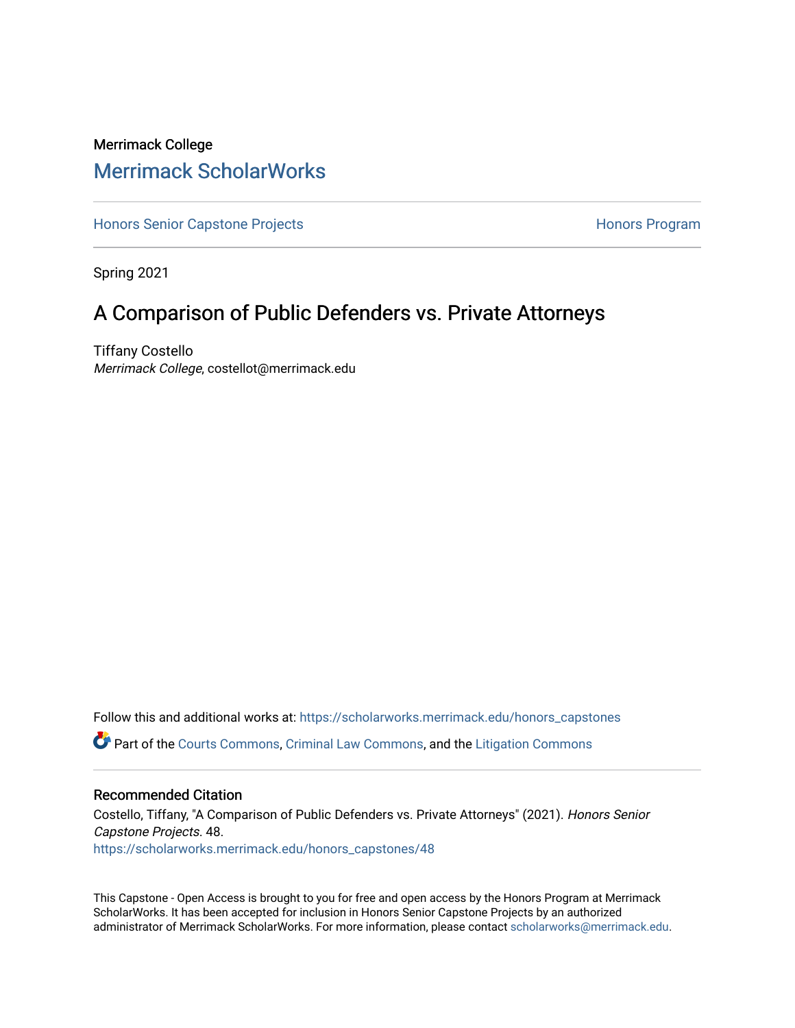Merrimack College

# Merrimack ScholarWorks

Honors Senior Capstone Projects | Honors Program

Spring 2021

## A Comparison of Public Defenders vs. Private Attorneys

Tiffany Costello
*Merrimack College*, costellot@merrimack.edu

Follow this and additional works at: https://scholarworks.merrimack.edu/honors_capstones

Part of the Courts Commons, Criminal Law Commons, and the Litigation Commons

### Recommended Citation

Costello, Tiffany, "A Comparison of Public Defenders vs. Private Attorneys" (2021). *Honors Senior Capstone Projects*. 48.
https://scholarworks.merrimack.edu/honors_capstones/48

This Capstone - Open Access is brought to you for free and open access by the Honors Program at Merrimack ScholarWorks. It has been accepted for inclusion in Honors Senior Capstone Projects by an authorized administrator of Merrimack ScholarWorks. For more information, please contact scholarworks@merrimack.edu.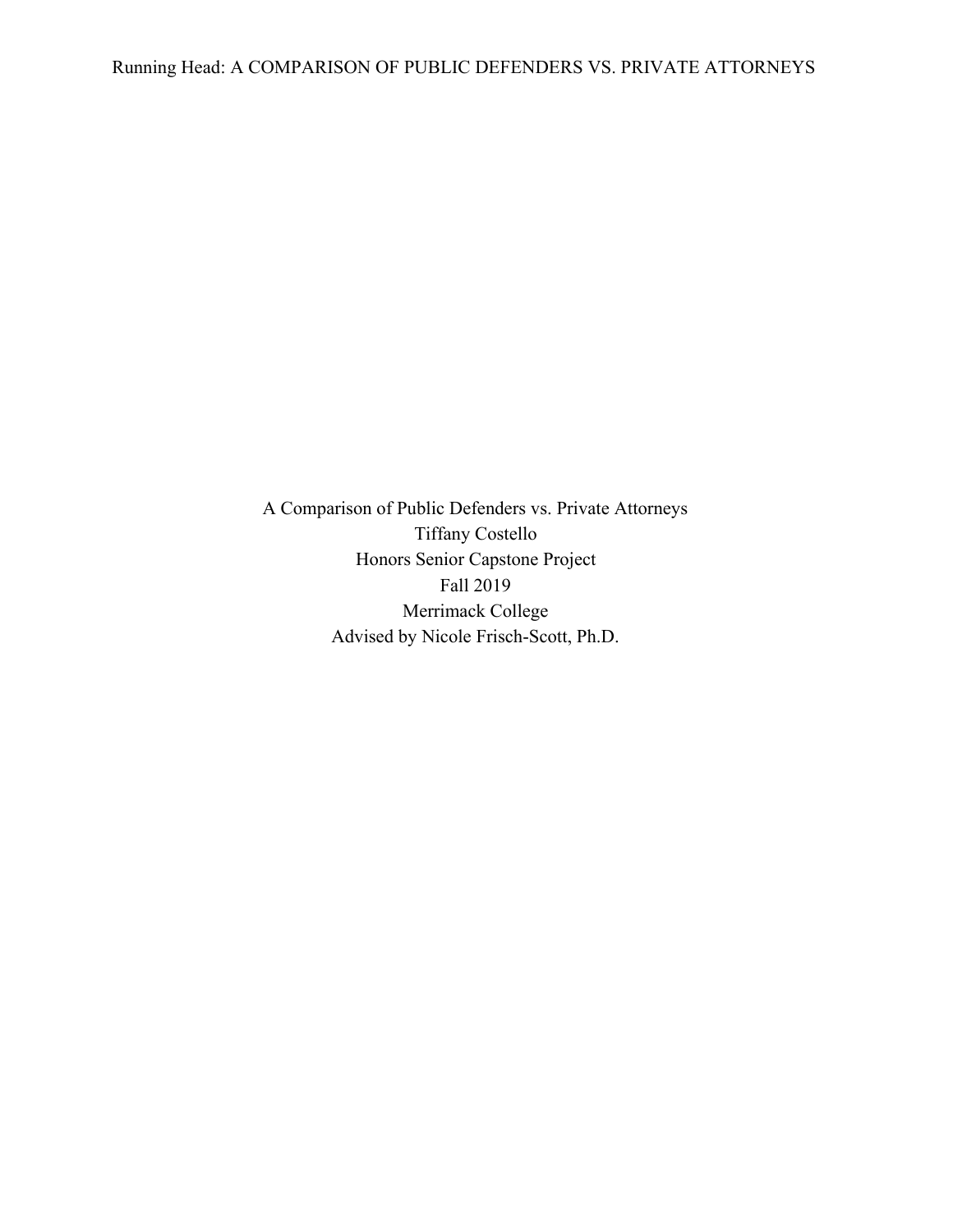A Comparison of Public Defenders vs. Private Attorneys

Tiffany Costello

Honors Senior Capstone Project

Fall 2019

Merrimack College

Advised by Nicole Frisch-Scott, Ph.D.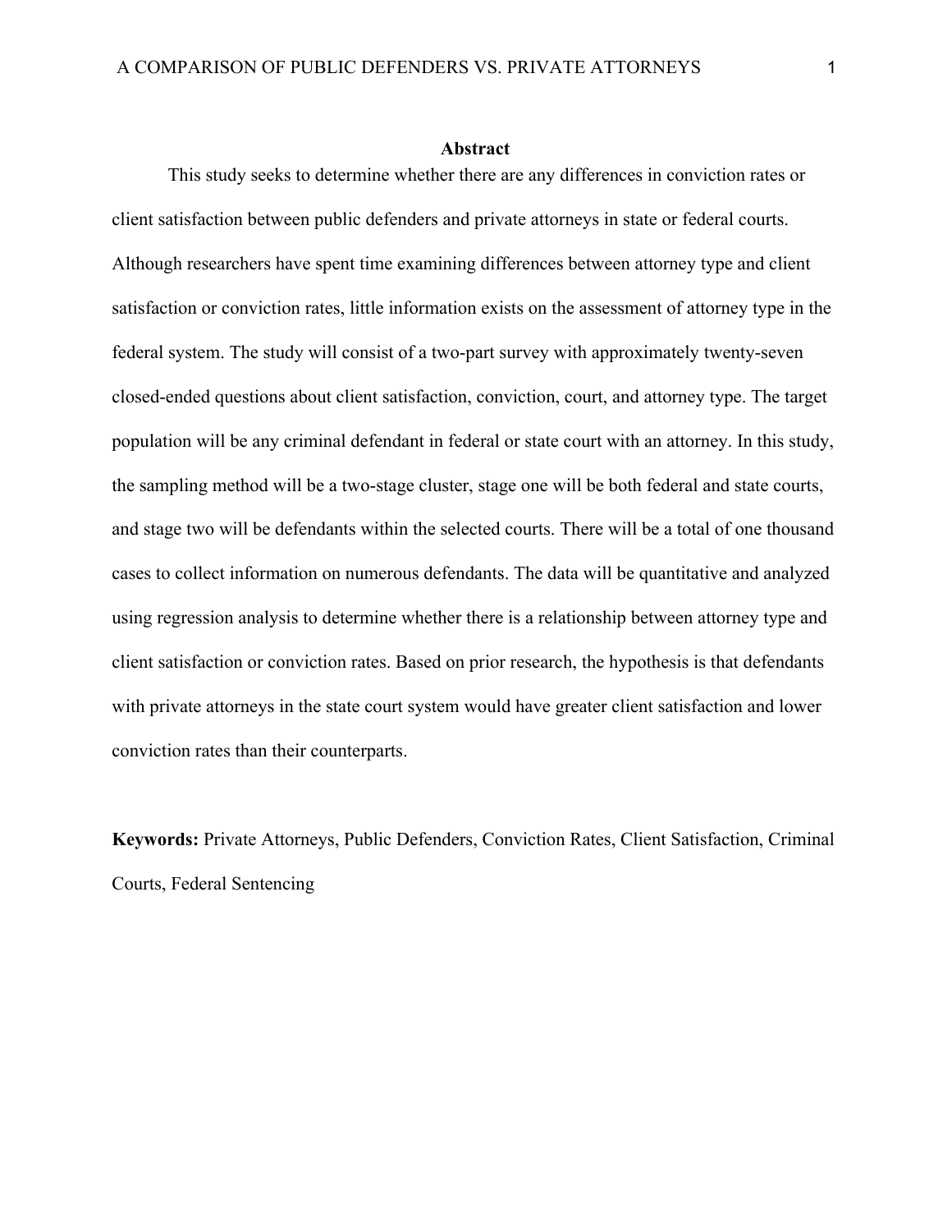## Abstract

This study seeks to determine whether there are any differences in conviction rates or client satisfaction between public defenders and private attorneys in state or federal courts. Although researchers have spent time examining differences between attorney type and client satisfaction or conviction rates, little information exists on the assessment of attorney type in the federal system. The study will consist of a two-part survey with approximately twenty-seven closed-ended questions about client satisfaction, conviction, court, and attorney type. The target population will be any criminal defendant in federal or state court with an attorney. In this study, the sampling method will be a two-stage cluster, stage one will be both federal and state courts, and stage two will be defendants within the selected courts. There will be a total of one thousand cases to collect information on numerous defendants. The data will be quantitative and analyzed using regression analysis to determine whether there is a relationship between attorney type and client satisfaction or conviction rates. Based on prior research, the hypothesis is that defendants with private attorneys in the state court system would have greater client satisfaction and lower conviction rates than their counterparts.

**Keywords:** Private Attorneys, Public Defenders, Conviction Rates, Client Satisfaction, Criminal Courts, Federal Sentencing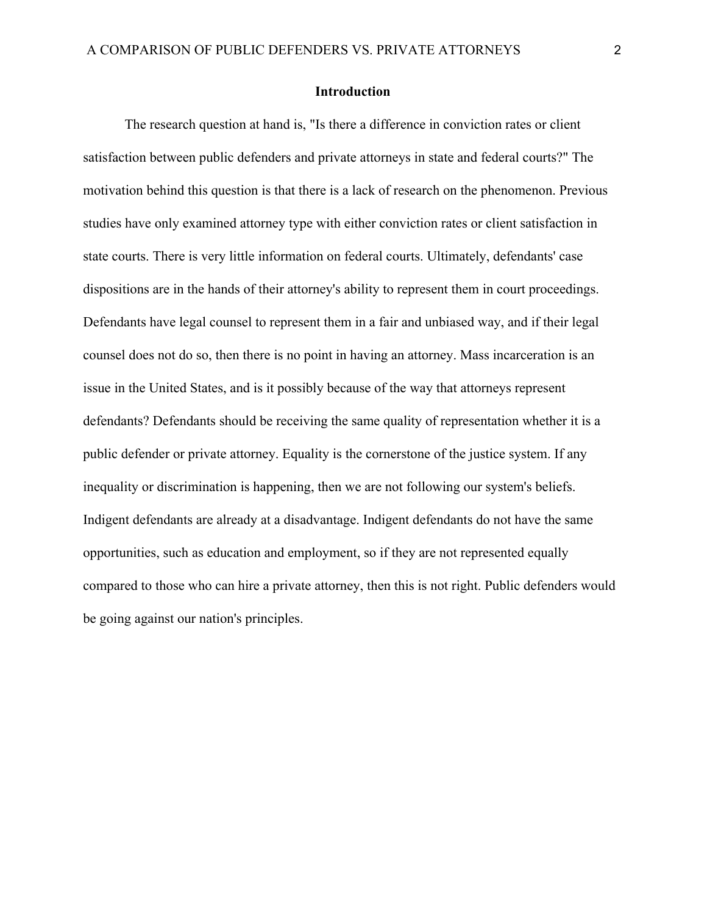## Introduction

The research question at hand is, "Is there a difference in conviction rates or client satisfaction between public defenders and private attorneys in state and federal courts?" The motivation behind this question is that there is a lack of research on the phenomenon. Previous studies have only examined attorney type with either conviction rates or client satisfaction in state courts. There is very little information on federal courts. Ultimately, defendants' case dispositions are in the hands of their attorney's ability to represent them in court proceedings. Defendants have legal counsel to represent them in a fair and unbiased way, and if their legal counsel does not do so, then there is no point in having an attorney. Mass incarceration is an issue in the United States, and is it possibly because of the way that attorneys represent defendants? Defendants should be receiving the same quality of representation whether it is a public defender or private attorney. Equality is the cornerstone of the justice system. If any inequality or discrimination is happening, then we are not following our system's beliefs. Indigent defendants are already at a disadvantage. Indigent defendants do not have the same opportunities, such as education and employment, so if they are not represented equally compared to those who can hire a private attorney, then this is not right. Public defenders would be going against our nation's principles.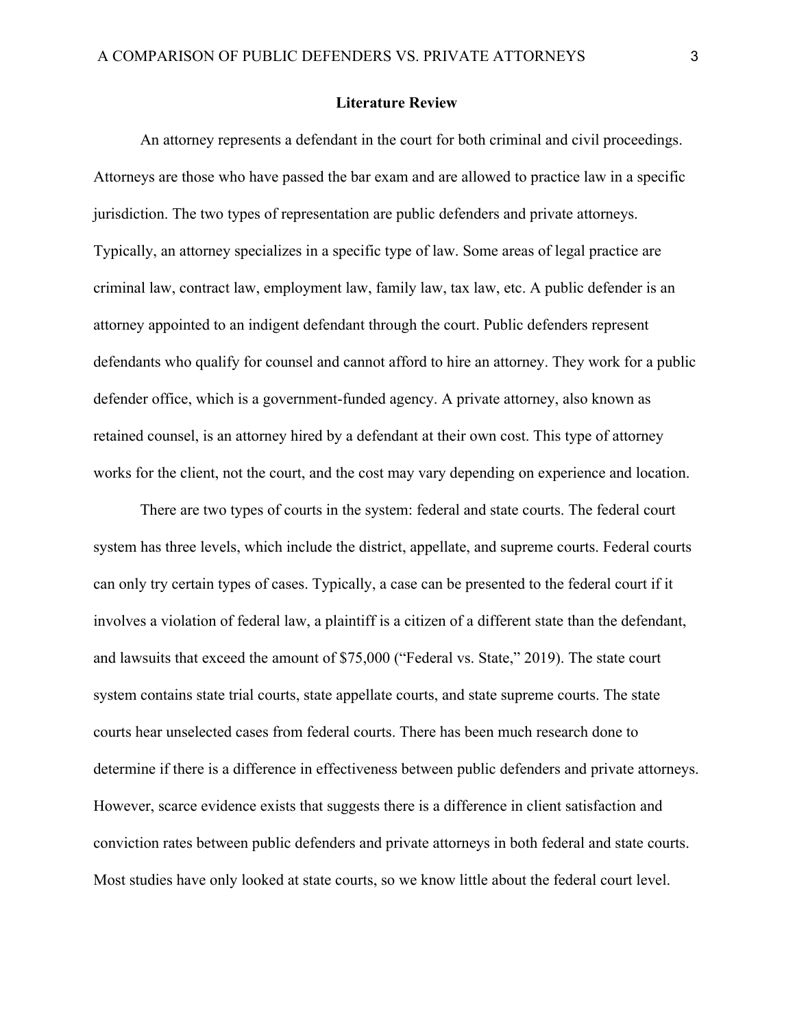## Literature Review

An attorney represents a defendant in the court for both criminal and civil proceedings. Attorneys are those who have passed the bar exam and are allowed to practice law in a specific jurisdiction. The two types of representation are public defenders and private attorneys. Typically, an attorney specializes in a specific type of law. Some areas of legal practice are criminal law, contract law, employment law, family law, tax law, etc. A public defender is an attorney appointed to an indigent defendant through the court. Public defenders represent defendants who qualify for counsel and cannot afford to hire an attorney. They work for a public defender office, which is a government-funded agency. A private attorney, also known as retained counsel, is an attorney hired by a defendant at their own cost. This type of attorney works for the client, not the court, and the cost may vary depending on experience and location.

There are two types of courts in the system: federal and state courts. The federal court system has three levels, which include the district, appellate, and supreme courts. Federal courts can only try certain types of cases. Typically, a case can be presented to the federal court if it involves a violation of federal law, a plaintiff is a citizen of a different state than the defendant, and lawsuits that exceed the amount of $75,000 ("Federal vs. State," 2019). The state court system contains state trial courts, state appellate courts, and state supreme courts. The state courts hear unselected cases from federal courts. There has been much research done to determine if there is a difference in effectiveness between public defenders and private attorneys. However, scarce evidence exists that suggests there is a difference in client satisfaction and conviction rates between public defenders and private attorneys in both federal and state courts. Most studies have only looked at state courts, so we know little about the federal court level.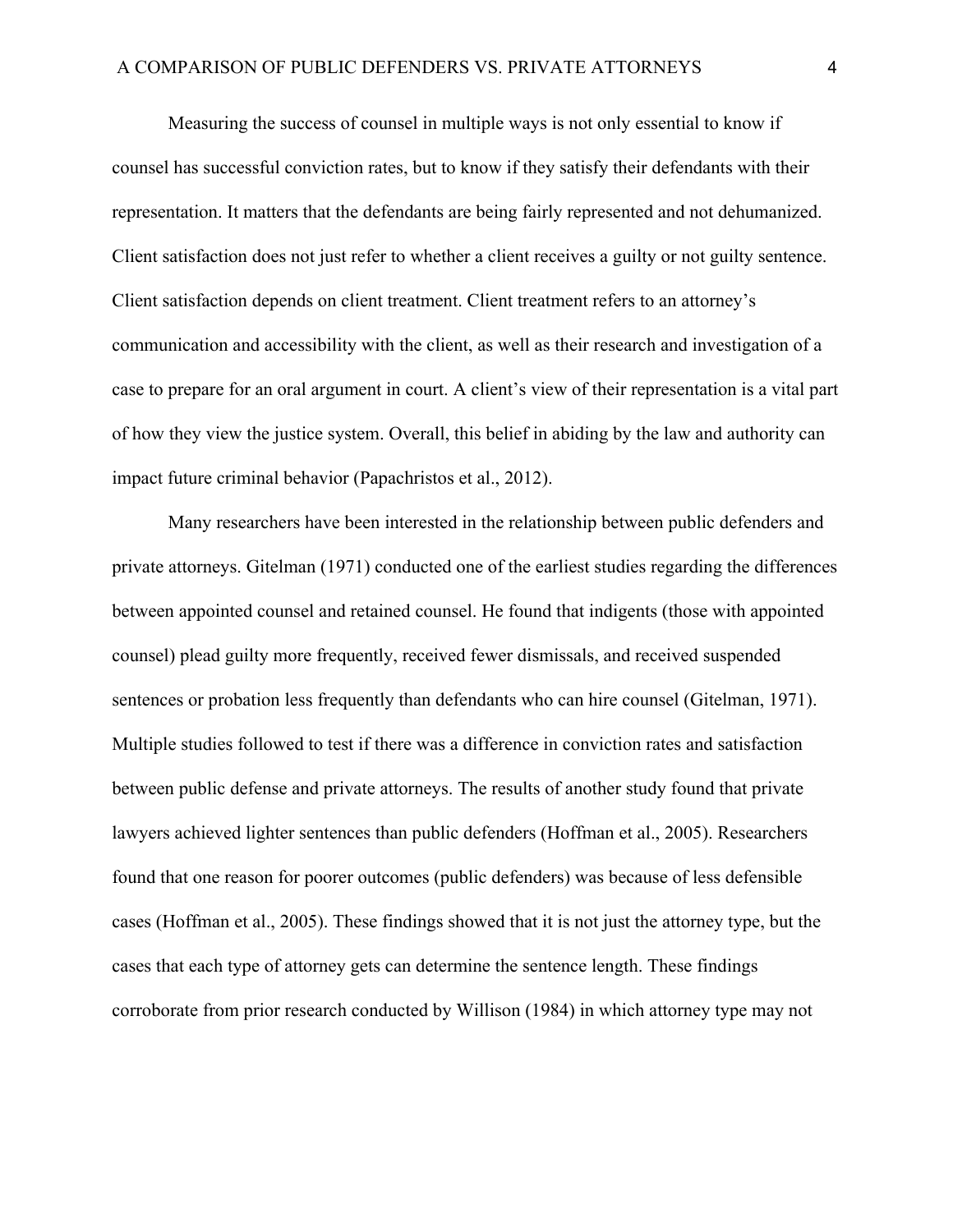Measuring the success of counsel in multiple ways is not only essential to know if counsel has successful conviction rates, but to know if they satisfy their defendants with their representation. It matters that the defendants are being fairly represented and not dehumanized. Client satisfaction does not just refer to whether a client receives a guilty or not guilty sentence. Client satisfaction depends on client treatment. Client treatment refers to an attorney's communication and accessibility with the client, as well as their research and investigation of a case to prepare for an oral argument in court. A client's view of their representation is a vital part of how they view the justice system. Overall, this belief in abiding by the law and authority can impact future criminal behavior (Papachristos et al., 2012).

Many researchers have been interested in the relationship between public defenders and private attorneys. Gitelman (1971) conducted one of the earliest studies regarding the differences between appointed counsel and retained counsel. He found that indigents (those with appointed counsel) plead guilty more frequently, received fewer dismissals, and received suspended sentences or probation less frequently than defendants who can hire counsel (Gitelman, 1971). Multiple studies followed to test if there was a difference in conviction rates and satisfaction between public defense and private attorneys. The results of another study found that private lawyers achieved lighter sentences than public defenders (Hoffman et al., 2005). Researchers found that one reason for poorer outcomes (public defenders) was because of less defensible cases (Hoffman et al., 2005). These findings showed that it is not just the attorney type, but the cases that each type of attorney gets can determine the sentence length. These findings corroborate from prior research conducted by Willison (1984) in which attorney type may not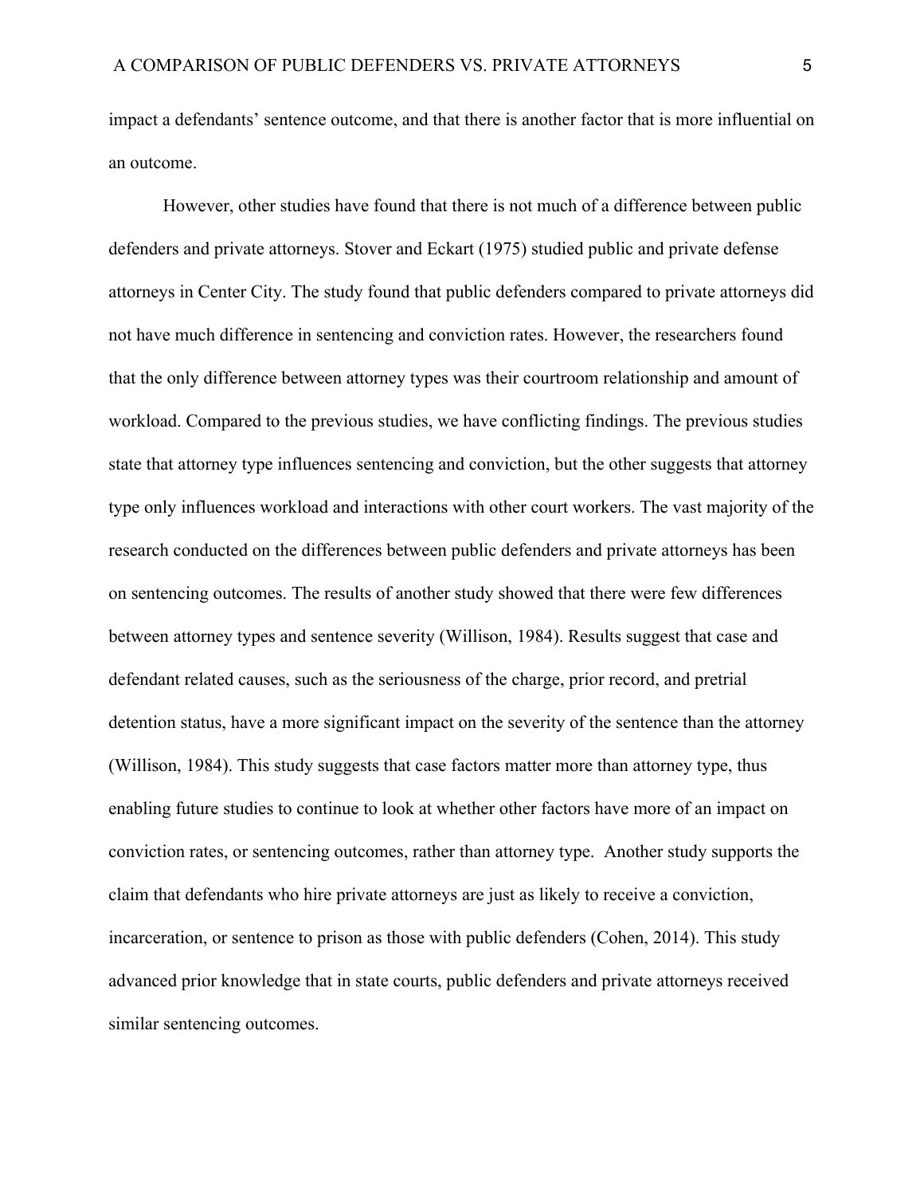impact a defendants' sentence outcome, and that there is another factor that is more influential on an outcome.

However, other studies have found that there is not much of a difference between public defenders and private attorneys. Stover and Eckart (1975) studied public and private defense attorneys in Center City. The study found that public defenders compared to private attorneys did not have much difference in sentencing and conviction rates. However, the researchers found that the only difference between attorney types was their courtroom relationship and amount of workload. Compared to the previous studies, we have conflicting findings. The previous studies state that attorney type influences sentencing and conviction, but the other suggests that attorney type only influences workload and interactions with other court workers. The vast majority of the research conducted on the differences between public defenders and private attorneys has been on sentencing outcomes. The results of another study showed that there were few differences between attorney types and sentence severity (Willison, 1984). Results suggest that case and defendant related causes, such as the seriousness of the charge, prior record, and pretrial detention status, have a more significant impact on the severity of the sentence than the attorney (Willison, 1984). This study suggests that case factors matter more than attorney type, thus enabling future studies to continue to look at whether other factors have more of an impact on conviction rates, or sentencing outcomes, rather than attorney type. Another study supports the claim that defendants who hire private attorneys are just as likely to receive a conviction, incarceration, or sentence to prison as those with public defenders (Cohen, 2014). This study advanced prior knowledge that in state courts, public defenders and private attorneys received similar sentencing outcomes.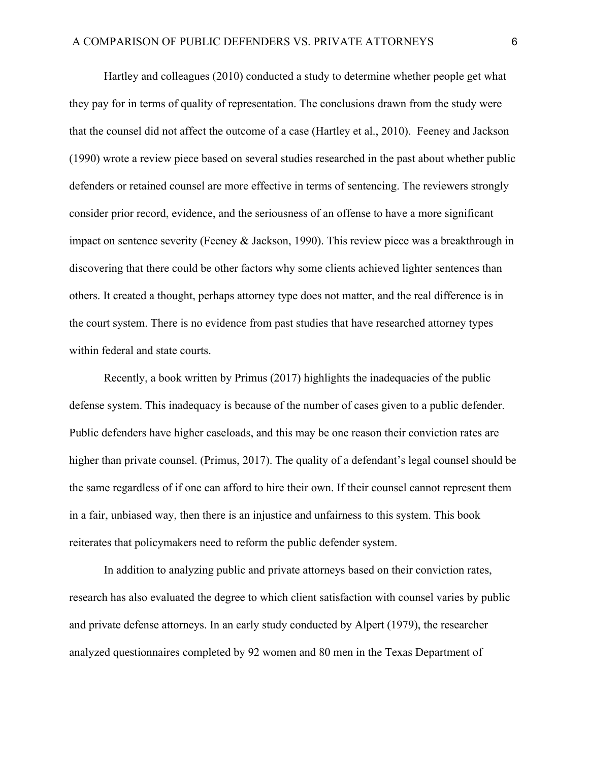Hartley and colleagues (2010) conducted a study to determine whether people get what they pay for in terms of quality of representation. The conclusions drawn from the study were that the counsel did not affect the outcome of a case (Hartley et al., 2010).  Feeney and Jackson (1990) wrote a review piece based on several studies researched in the past about whether public defenders or retained counsel are more effective in terms of sentencing. The reviewers strongly consider prior record, evidence, and the seriousness of an offense to have a more significant impact on sentence severity (Feeney & Jackson, 1990). This review piece was a breakthrough in discovering that there could be other factors why some clients achieved lighter sentences than others. It created a thought, perhaps attorney type does not matter, and the real difference is in the court system. There is no evidence from past studies that have researched attorney types within federal and state courts.

Recently, a book written by Primus (2017) highlights the inadequacies of the public defense system. This inadequacy is because of the number of cases given to a public defender. Public defenders have higher caseloads, and this may be one reason their conviction rates are higher than private counsel. (Primus, 2017). The quality of a defendant's legal counsel should be the same regardless of if one can afford to hire their own. If their counsel cannot represent them in a fair, unbiased way, then there is an injustice and unfairness to this system. This book reiterates that policymakers need to reform the public defender system.

In addition to analyzing public and private attorneys based on their conviction rates, research has also evaluated the degree to which client satisfaction with counsel varies by public and private defense attorneys. In an early study conducted by Alpert (1979), the researcher analyzed questionnaires completed by 92 women and 80 men in the Texas Department of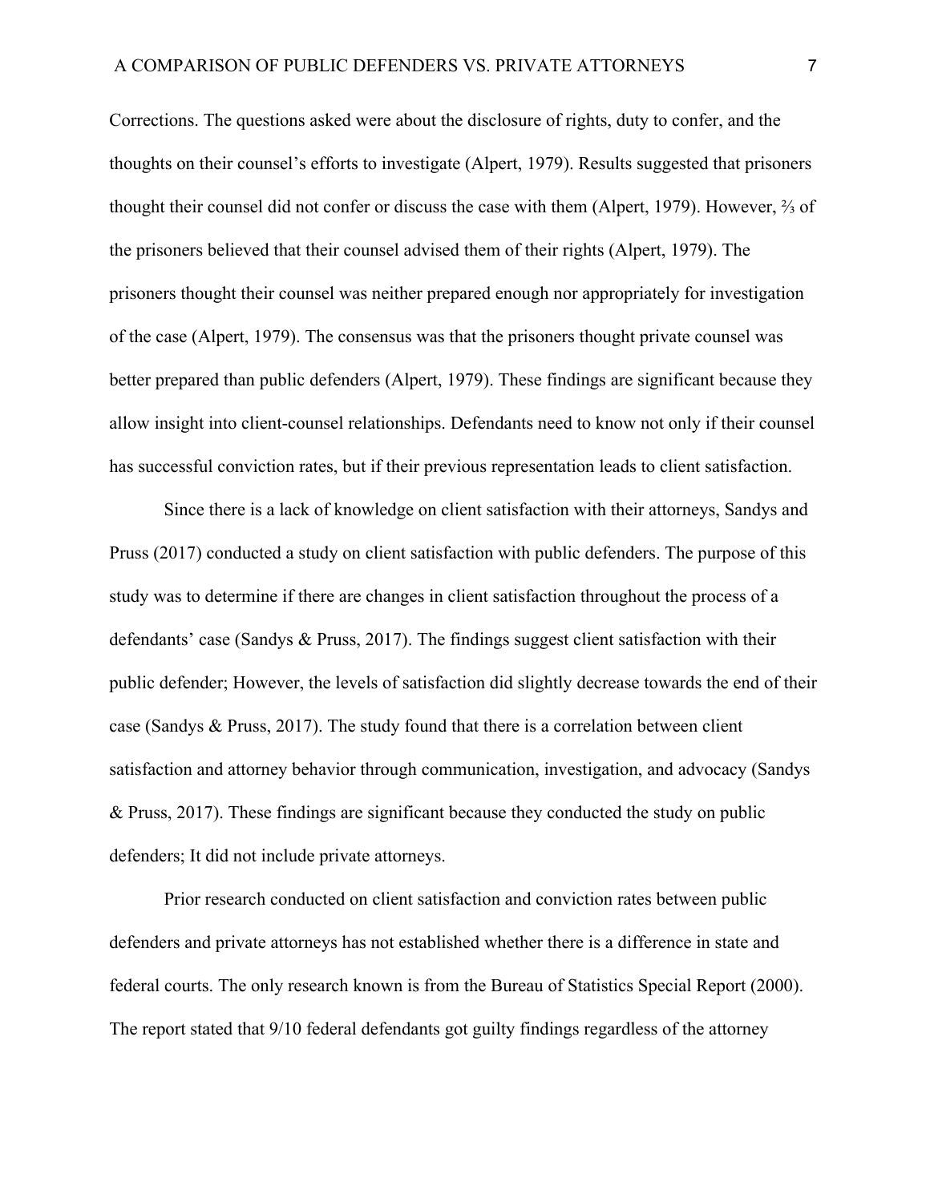Corrections. The questions asked were about the disclosure of rights, duty to confer, and the thoughts on their counsel's efforts to investigate (Alpert, 1979). Results suggested that prisoners thought their counsel did not confer or discuss the case with them (Alpert, 1979). However, ⅔ of the prisoners believed that their counsel advised them of their rights (Alpert, 1979). The prisoners thought their counsel was neither prepared enough nor appropriately for investigation of the case (Alpert, 1979). The consensus was that the prisoners thought private counsel was better prepared than public defenders (Alpert, 1979). These findings are significant because they allow insight into client-counsel relationships. Defendants need to know not only if their counsel has successful conviction rates, but if their previous representation leads to client satisfaction.

Since there is a lack of knowledge on client satisfaction with their attorneys, Sandys and Pruss (2017) conducted a study on client satisfaction with public defenders. The purpose of this study was to determine if there are changes in client satisfaction throughout the process of a defendants' case (Sandys & Pruss, 2017). The findings suggest client satisfaction with their public defender; However, the levels of satisfaction did slightly decrease towards the end of their case (Sandys & Pruss, 2017). The study found that there is a correlation between client satisfaction and attorney behavior through communication, investigation, and advocacy (Sandys & Pruss, 2017). These findings are significant because they conducted the study on public defenders; It did not include private attorneys.

Prior research conducted on client satisfaction and conviction rates between public defenders and private attorneys has not established whether there is a difference in state and federal courts. The only research known is from the Bureau of Statistics Special Report (2000). The report stated that 9/10 federal defendants got guilty findings regardless of the attorney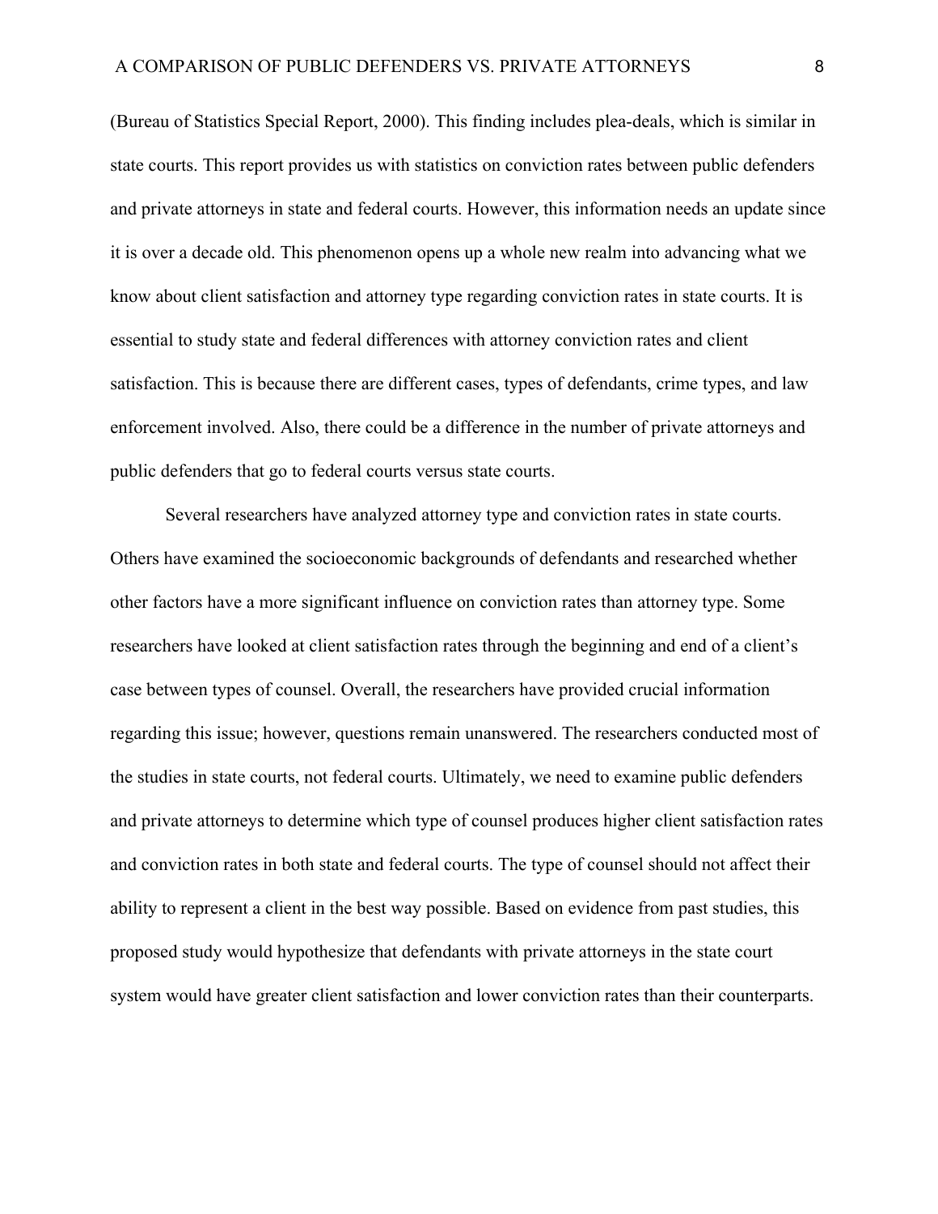(Bureau of Statistics Special Report, 2000). This finding includes plea-deals, which is similar in state courts. This report provides us with statistics on conviction rates between public defenders and private attorneys in state and federal courts. However, this information needs an update since it is over a decade old. This phenomenon opens up a whole new realm into advancing what we know about client satisfaction and attorney type regarding conviction rates in state courts. It is essential to study state and federal differences with attorney conviction rates and client satisfaction. This is because there are different cases, types of defendants, crime types, and law enforcement involved. Also, there could be a difference in the number of private attorneys and public defenders that go to federal courts versus state courts.

Several researchers have analyzed attorney type and conviction rates in state courts. Others have examined the socioeconomic backgrounds of defendants and researched whether other factors have a more significant influence on conviction rates than attorney type. Some researchers have looked at client satisfaction rates through the beginning and end of a client's case between types of counsel. Overall, the researchers have provided crucial information regarding this issue; however, questions remain unanswered. The researchers conducted most of the studies in state courts, not federal courts. Ultimately, we need to examine public defenders and private attorneys to determine which type of counsel produces higher client satisfaction rates and conviction rates in both state and federal courts. The type of counsel should not affect their ability to represent a client in the best way possible. Based on evidence from past studies, this proposed study would hypothesize that defendants with private attorneys in the state court system would have greater client satisfaction and lower conviction rates than their counterparts.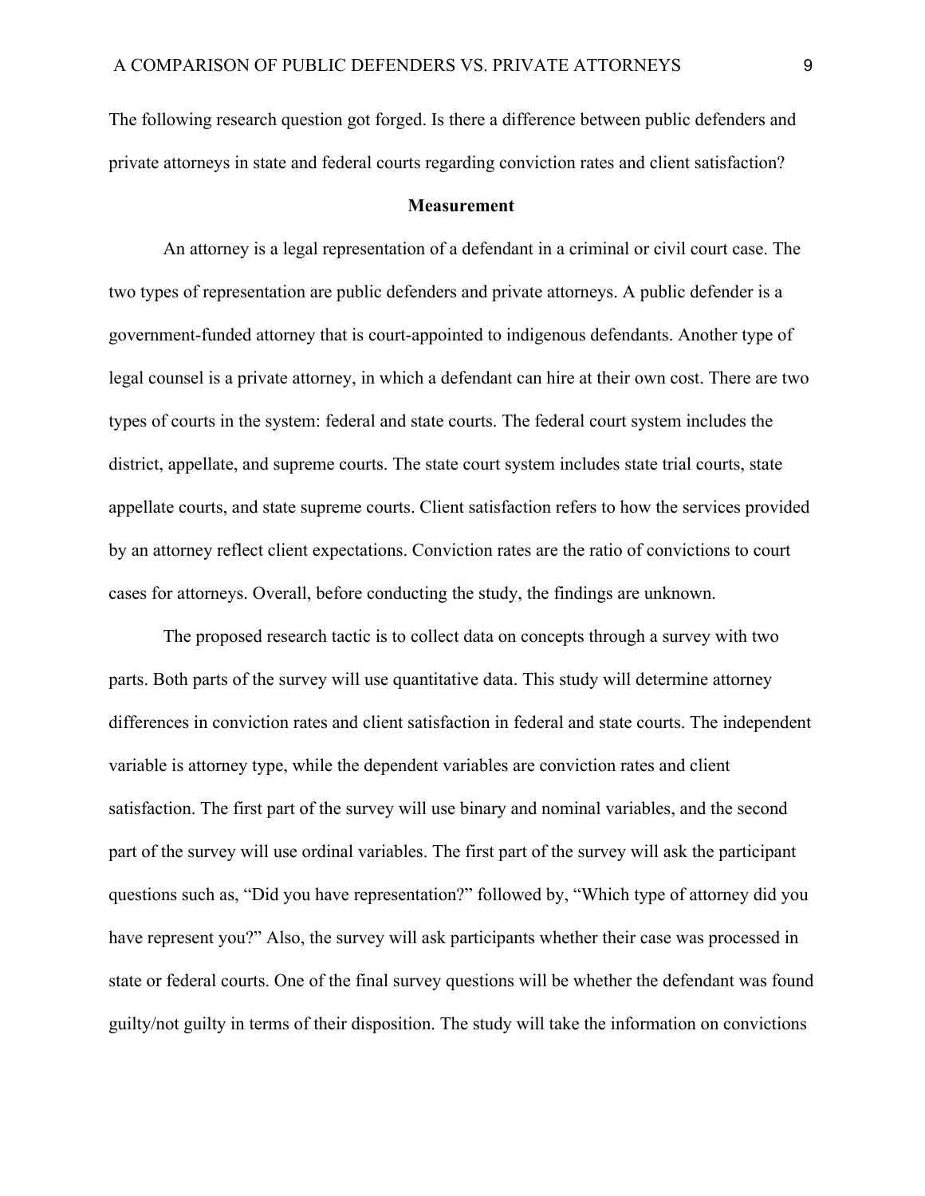The following research question got forged. Is there a difference between public defenders and private attorneys in state and federal courts regarding conviction rates and client satisfaction?

## Measurement

An attorney is a legal representation of a defendant in a criminal or civil court case. The two types of representation are public defenders and private attorneys. A public defender is a government-funded attorney that is court-appointed to indigenous defendants. Another type of legal counsel is a private attorney, in which a defendant can hire at their own cost. There are two types of courts in the system: federal and state courts. The federal court system includes the district, appellate, and supreme courts. The state court system includes state trial courts, state appellate courts, and state supreme courts. Client satisfaction refers to how the services provided by an attorney reflect client expectations. Conviction rates are the ratio of convictions to court cases for attorneys. Overall, before conducting the study, the findings are unknown.

The proposed research tactic is to collect data on concepts through a survey with two parts. Both parts of the survey will use quantitative data. This study will determine attorney differences in conviction rates and client satisfaction in federal and state courts. The independent variable is attorney type, while the dependent variables are conviction rates and client satisfaction. The first part of the survey will use binary and nominal variables, and the second part of the survey will use ordinal variables. The first part of the survey will ask the participant questions such as, "Did you have representation?" followed by, "Which type of attorney did you have represent you?" Also, the survey will ask participants whether their case was processed in state or federal courts. One of the final survey questions will be whether the defendant was found guilty/not guilty in terms of their disposition. The study will take the information on convictions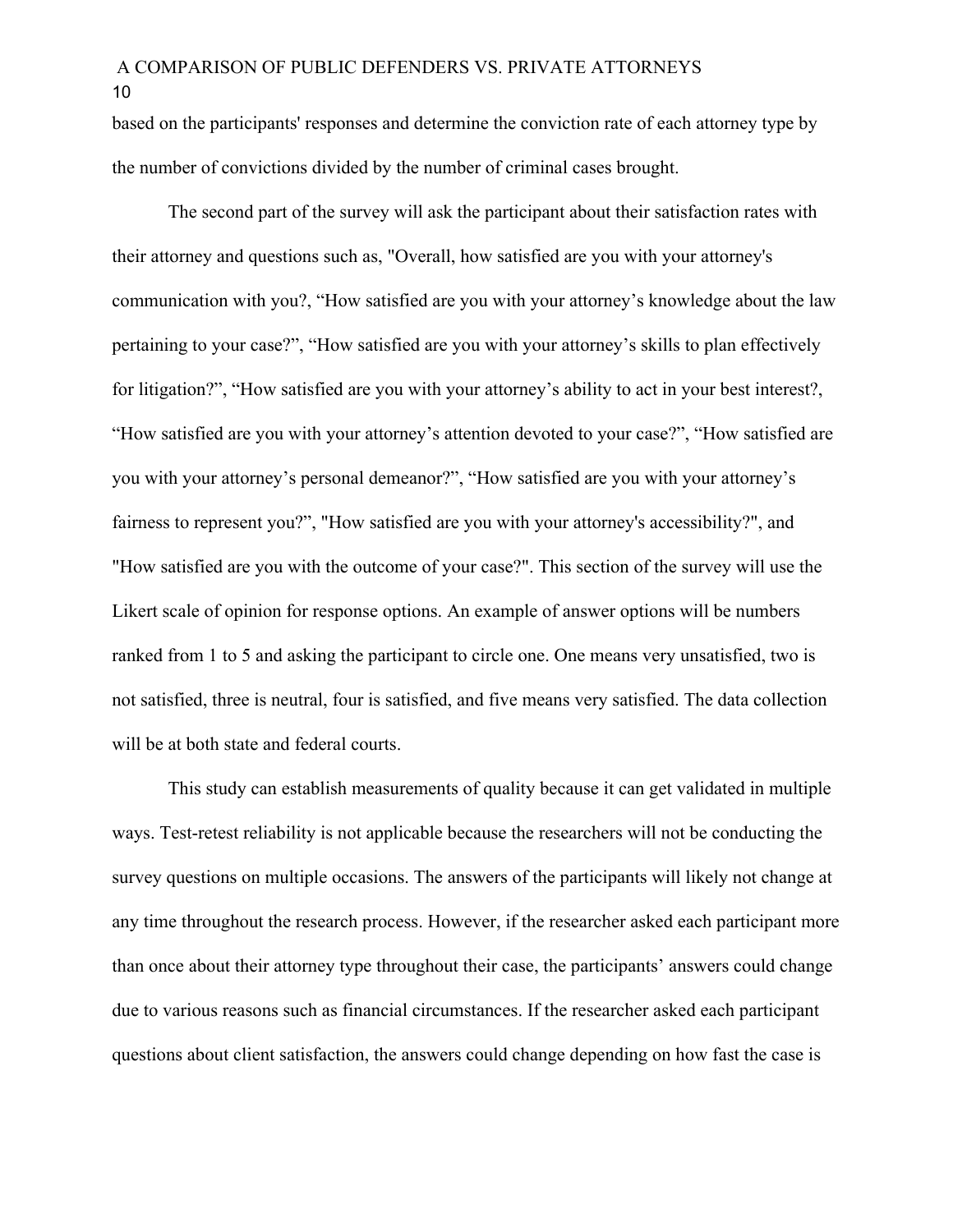based on the participants' responses and determine the conviction rate of each attorney type by the number of convictions divided by the number of criminal cases brought.

The second part of the survey will ask the participant about their satisfaction rates with their attorney and questions such as, "Overall, how satisfied are you with your attorney's communication with you?, “How satisfied are you with your attorney’s knowledge about the law pertaining to your case?”, “How satisfied are you with your attorney’s skills to plan effectively for litigation?”, “How satisfied are you with your attorney’s ability to act in your best interest?, “How satisfied are you with your attorney’s attention devoted to your case?”, “How satisfied are you with your attorney’s personal demeanor?”, “How satisfied are you with your attorney’s fairness to represent you?”, "How satisfied are you with your attorney's accessibility?", and "How satisfied are you with the outcome of your case?". This section of the survey will use the Likert scale of opinion for response options. An example of answer options will be numbers ranked from 1 to 5 and asking the participant to circle one. One means very unsatisfied, two is not satisfied, three is neutral, four is satisfied, and five means very satisfied. The data collection will be at both state and federal courts.

This study can establish measurements of quality because it can get validated in multiple ways. Test-retest reliability is not applicable because the researchers will not be conducting the survey questions on multiple occasions. The answers of the participants will likely not change at any time throughout the research process. However, if the researcher asked each participant more than once about their attorney type throughout their case, the participants’ answers could change due to various reasons such as financial circumstances. If the researcher asked each participant questions about client satisfaction, the answers could change depending on how fast the case is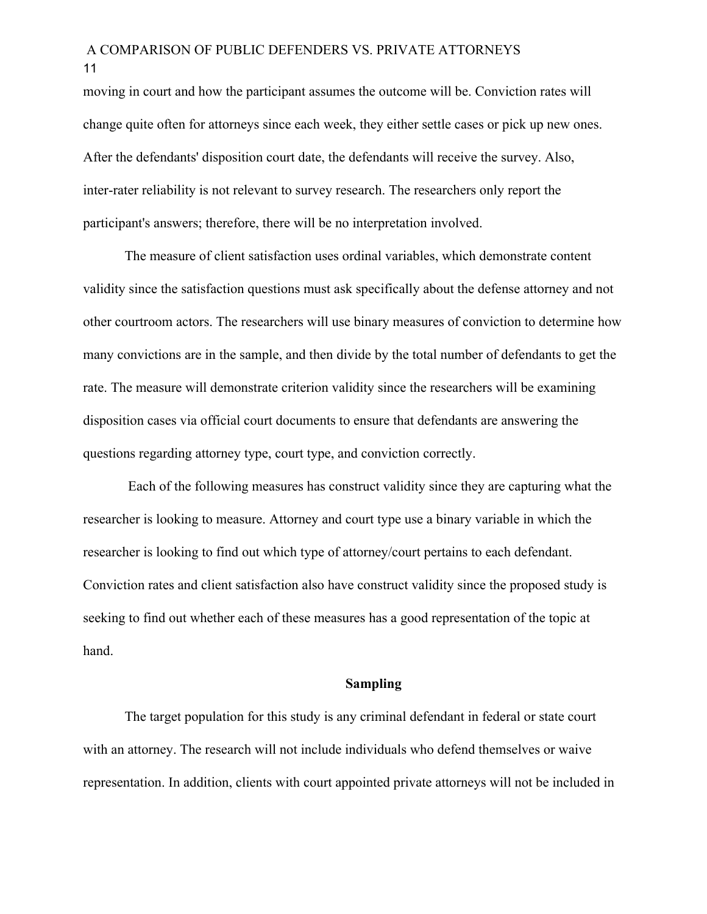moving in court and how the participant assumes the outcome will be. Conviction rates will change quite often for attorneys since each week, they either settle cases or pick up new ones. After the defendants' disposition court date, the defendants will receive the survey. Also, inter-rater reliability is not relevant to survey research. The researchers only report the participant's answers; therefore, there will be no interpretation involved.

The measure of client satisfaction uses ordinal variables, which demonstrate content validity since the satisfaction questions must ask specifically about the defense attorney and not other courtroom actors. The researchers will use binary measures of conviction to determine how many convictions are in the sample, and then divide by the total number of defendants to get the rate. The measure will demonstrate criterion validity since the researchers will be examining disposition cases via official court documents to ensure that defendants are answering the questions regarding attorney type, court type, and conviction correctly.

Each of the following measures has construct validity since they are capturing what the researcher is looking to measure. Attorney and court type use a binary variable in which the researcher is looking to find out which type of attorney/court pertains to each defendant. Conviction rates and client satisfaction also have construct validity since the proposed study is seeking to find out whether each of these measures has a good representation of the topic at hand.

## Sampling

The target population for this study is any criminal defendant in federal or state court with an attorney. The research will not include individuals who defend themselves or waive representation. In addition, clients with court appointed private attorneys will not be included in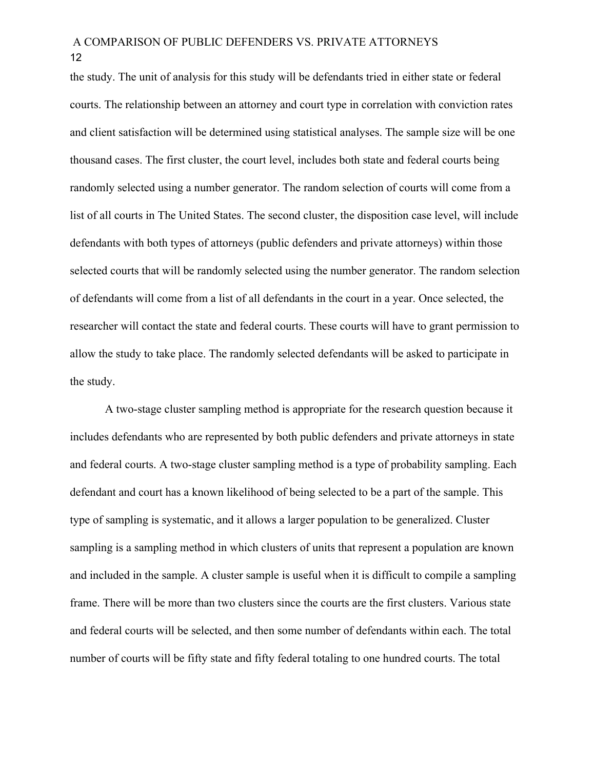the study. The unit of analysis for this study will be defendants tried in either state or federal courts. The relationship between an attorney and court type in correlation with conviction rates and client satisfaction will be determined using statistical analyses. The sample size will be one thousand cases. The first cluster, the court level, includes both state and federal courts being randomly selected using a number generator. The random selection of courts will come from a list of all courts in The United States. The second cluster, the disposition case level, will include defendants with both types of attorneys (public defenders and private attorneys) within those selected courts that will be randomly selected using the number generator. The random selection of defendants will come from a list of all defendants in the court in a year. Once selected, the researcher will contact the state and federal courts. These courts will have to grant permission to allow the study to take place. The randomly selected defendants will be asked to participate in the study.

A two-stage cluster sampling method is appropriate for the research question because it includes defendants who are represented by both public defenders and private attorneys in state and federal courts. A two-stage cluster sampling method is a type of probability sampling. Each defendant and court has a known likelihood of being selected to be a part of the sample. This type of sampling is systematic, and it allows a larger population to be generalized. Cluster sampling is a sampling method in which clusters of units that represent a population are known and included in the sample. A cluster sample is useful when it is difficult to compile a sampling frame. There will be more than two clusters since the courts are the first clusters. Various state and federal courts will be selected, and then some number of defendants within each. The total number of courts will be fifty state and fifty federal totaling to one hundred courts. The total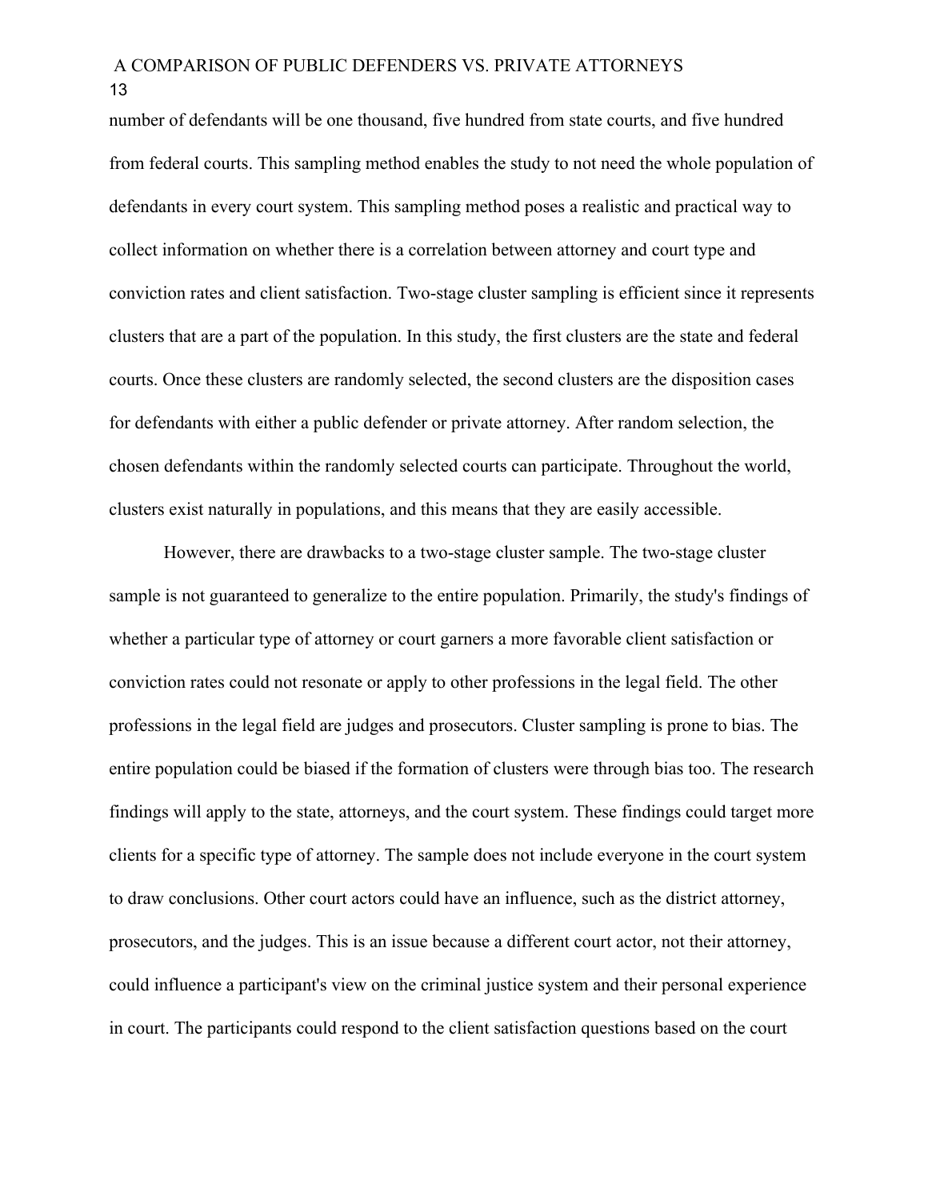number of defendants will be one thousand, five hundred from state courts, and five hundred from federal courts. This sampling method enables the study to not need the whole population of defendants in every court system. This sampling method poses a realistic and practical way to collect information on whether there is a correlation between attorney and court type and conviction rates and client satisfaction. Two-stage cluster sampling is efficient since it represents clusters that are a part of the population. In this study, the first clusters are the state and federal courts. Once these clusters are randomly selected, the second clusters are the disposition cases for defendants with either a public defender or private attorney. After random selection, the chosen defendants within the randomly selected courts can participate. Throughout the world, clusters exist naturally in populations, and this means that they are easily accessible.

However, there are drawbacks to a two-stage cluster sample. The two-stage cluster sample is not guaranteed to generalize to the entire population. Primarily, the study's findings of whether a particular type of attorney or court garners a more favorable client satisfaction or conviction rates could not resonate or apply to other professions in the legal field. The other professions in the legal field are judges and prosecutors. Cluster sampling is prone to bias. The entire population could be biased if the formation of clusters were through bias too. The research findings will apply to the state, attorneys, and the court system. These findings could target more clients for a specific type of attorney. The sample does not include everyone in the court system to draw conclusions. Other court actors could have an influence, such as the district attorney, prosecutors, and the judges. This is an issue because a different court actor, not their attorney, could influence a participant's view on the criminal justice system and their personal experience in court. The participants could respond to the client satisfaction questions based on the court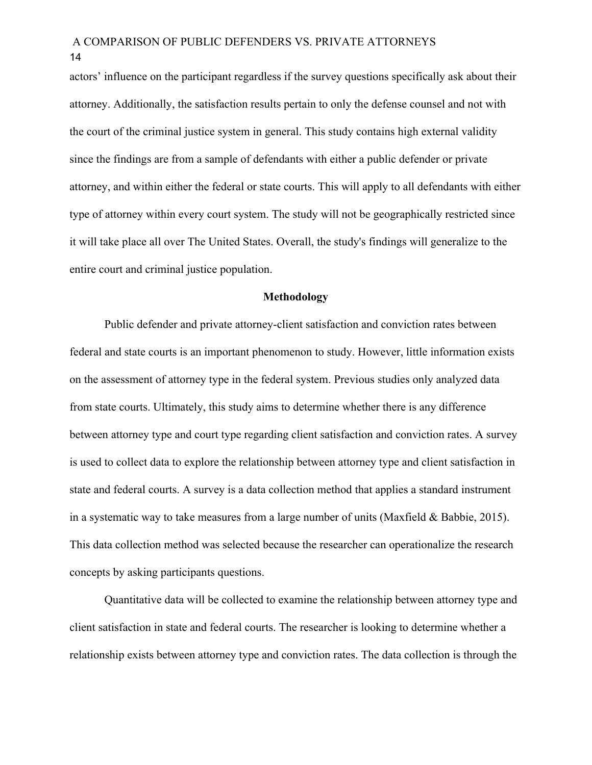actors' influence on the participant regardless if the survey questions specifically ask about their attorney. Additionally, the satisfaction results pertain to only the defense counsel and not with the court of the criminal justice system in general. This study contains high external validity since the findings are from a sample of defendants with either a public defender or private attorney, and within either the federal or state courts. This will apply to all defendants with either type of attorney within every court system. The study will not be geographically restricted since it will take place all over The United States. Overall, the study's findings will generalize to the entire court and criminal justice population.

## Methodology

Public defender and private attorney-client satisfaction and conviction rates between federal and state courts is an important phenomenon to study. However, little information exists on the assessment of attorney type in the federal system. Previous studies only analyzed data from state courts. Ultimately, this study aims to determine whether there is any difference between attorney type and court type regarding client satisfaction and conviction rates. A survey is used to collect data to explore the relationship between attorney type and client satisfaction in state and federal courts. A survey is a data collection method that applies a standard instrument in a systematic way to take measures from a large number of units (Maxfield & Babbie, 2015). This data collection method was selected because the researcher can operationalize the research concepts by asking participants questions.

Quantitative data will be collected to examine the relationship between attorney type and client satisfaction in state and federal courts. The researcher is looking to determine whether a relationship exists between attorney type and conviction rates. The data collection is through the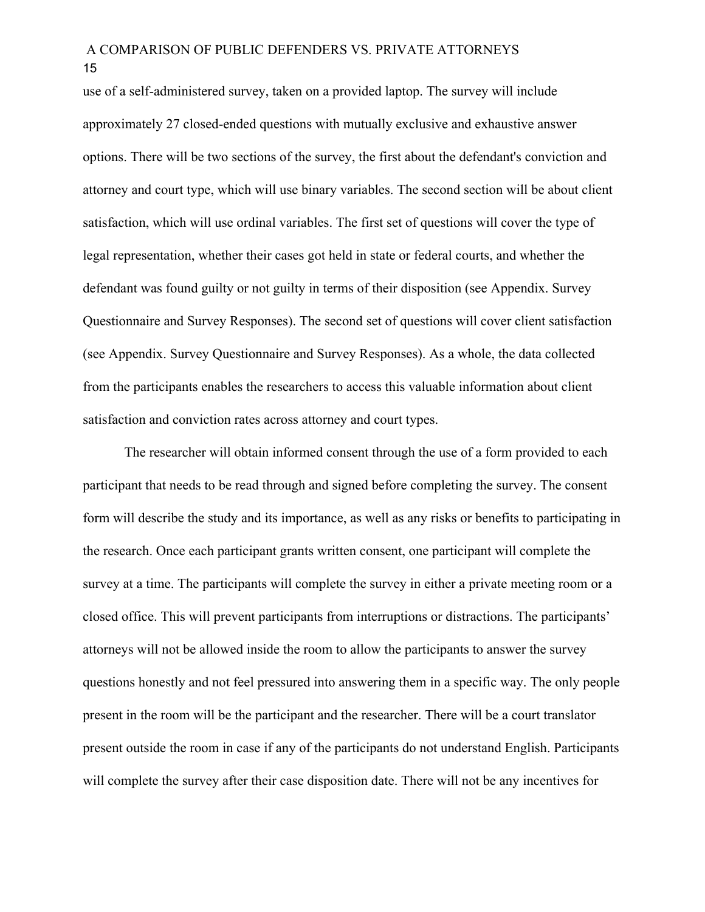use of a self-administered survey, taken on a provided laptop. The survey will include approximately 27 closed-ended questions with mutually exclusive and exhaustive answer options. There will be two sections of the survey, the first about the defendant's conviction and attorney and court type, which will use binary variables. The second section will be about client satisfaction, which will use ordinal variables. The first set of questions will cover the type of legal representation, whether their cases got held in state or federal courts, and whether the defendant was found guilty or not guilty in terms of their disposition (see Appendix. Survey Questionnaire and Survey Responses). The second set of questions will cover client satisfaction (see Appendix. Survey Questionnaire and Survey Responses). As a whole, the data collected from the participants enables the researchers to access this valuable information about client satisfaction and conviction rates across attorney and court types.

The researcher will obtain informed consent through the use of a form provided to each participant that needs to be read through and signed before completing the survey. The consent form will describe the study and its importance, as well as any risks or benefits to participating in the research. Once each participant grants written consent, one participant will complete the survey at a time. The participants will complete the survey in either a private meeting room or a closed office. This will prevent participants from interruptions or distractions. The participants' attorneys will not be allowed inside the room to allow the participants to answer the survey questions honestly and not feel pressured into answering them in a specific way. The only people present in the room will be the participant and the researcher. There will be a court translator present outside the room in case if any of the participants do not understand English. Participants will complete the survey after their case disposition date. There will not be any incentives for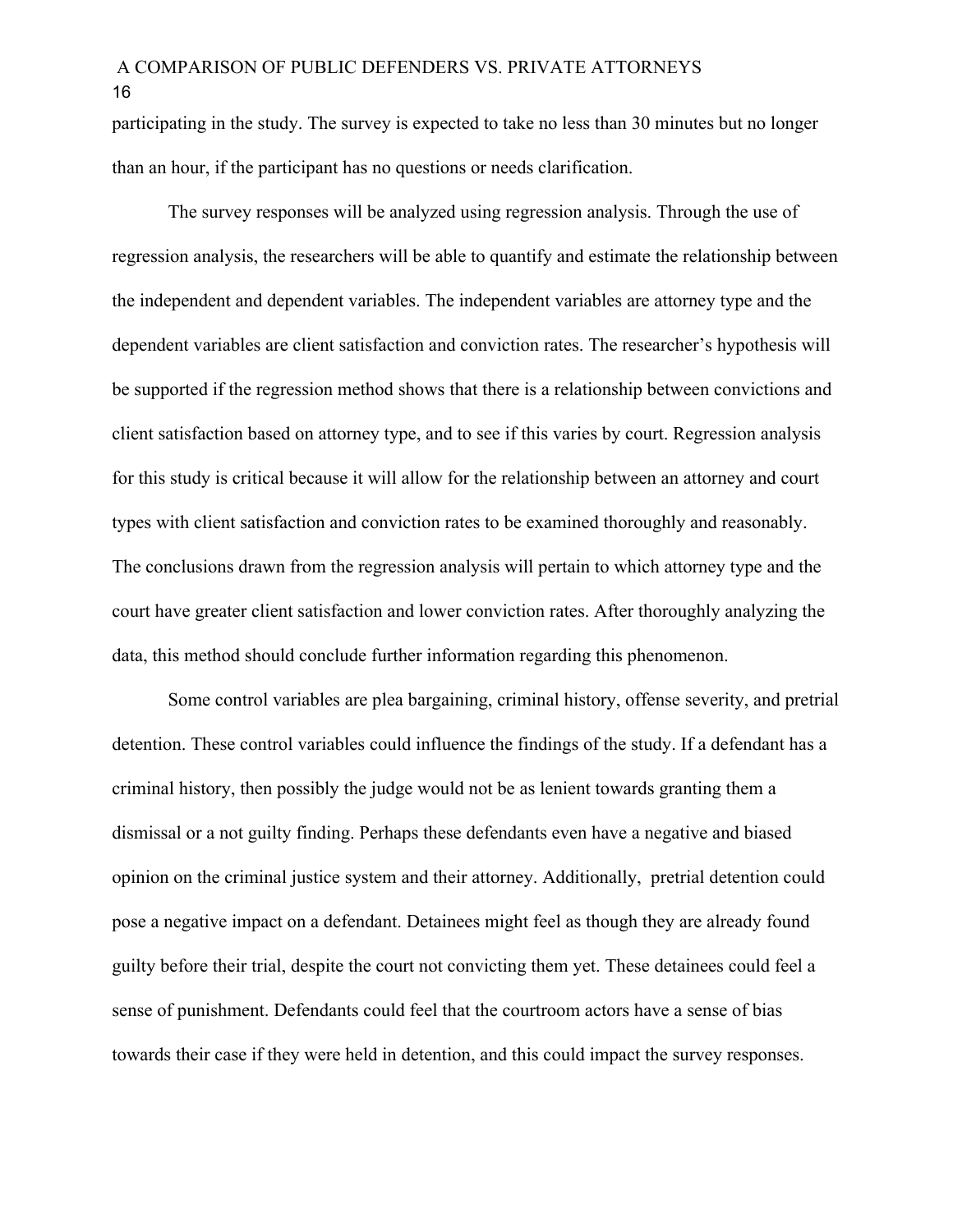participating in the study. The survey is expected to take no less than 30 minutes but no longer than an hour, if the participant has no questions or needs clarification.

The survey responses will be analyzed using regression analysis. Through the use of regression analysis, the researchers will be able to quantify and estimate the relationship between the independent and dependent variables. The independent variables are attorney type and the dependent variables are client satisfaction and conviction rates. The researcher's hypothesis will be supported if the regression method shows that there is a relationship between convictions and client satisfaction based on attorney type, and to see if this varies by court. Regression analysis for this study is critical because it will allow for the relationship between an attorney and court types with client satisfaction and conviction rates to be examined thoroughly and reasonably. The conclusions drawn from the regression analysis will pertain to which attorney type and the court have greater client satisfaction and lower conviction rates. After thoroughly analyzing the data, this method should conclude further information regarding this phenomenon.

Some control variables are plea bargaining, criminal history, offense severity, and pretrial detention. These control variables could influence the findings of the study. If a defendant has a criminal history, then possibly the judge would not be as lenient towards granting them a dismissal or a not guilty finding. Perhaps these defendants even have a negative and biased opinion on the criminal justice system and their attorney. Additionally, pretrial detention could pose a negative impact on a defendant. Detainees might feel as though they are already found guilty before their trial, despite the court not convicting them yet. These detainees could feel a sense of punishment. Defendants could feel that the courtroom actors have a sense of bias towards their case if they were held in detention, and this could impact the survey responses.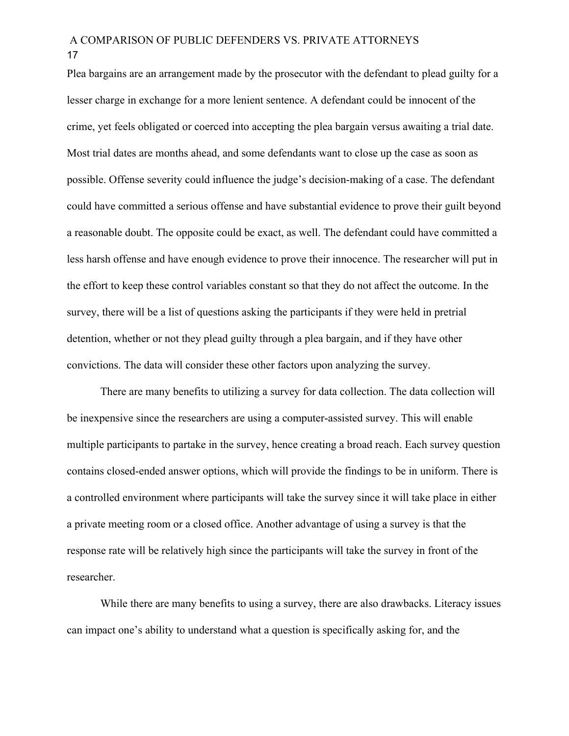Plea bargains are an arrangement made by the prosecutor with the defendant to plead guilty for a lesser charge in exchange for a more lenient sentence. A defendant could be innocent of the crime, yet feels obligated or coerced into accepting the plea bargain versus awaiting a trial date. Most trial dates are months ahead, and some defendants want to close up the case as soon as possible. Offense severity could influence the judge's decision-making of a case. The defendant could have committed a serious offense and have substantial evidence to prove their guilt beyond a reasonable doubt. The opposite could be exact, as well. The defendant could have committed a less harsh offense and have enough evidence to prove their innocence. The researcher will put in the effort to keep these control variables constant so that they do not affect the outcome. In the survey, there will be a list of questions asking the participants if they were held in pretrial detention, whether or not they plead guilty through a plea bargain, and if they have other convictions. The data will consider these other factors upon analyzing the survey.

There are many benefits to utilizing a survey for data collection. The data collection will be inexpensive since the researchers are using a computer-assisted survey. This will enable multiple participants to partake in the survey, hence creating a broad reach. Each survey question contains closed-ended answer options, which will provide the findings to be in uniform. There is a controlled environment where participants will take the survey since it will take place in either a private meeting room or a closed office. Another advantage of using a survey is that the response rate will be relatively high since the participants will take the survey in front of the researcher.

While there are many benefits to using a survey, there are also drawbacks. Literacy issues can impact one's ability to understand what a question is specifically asking for, and the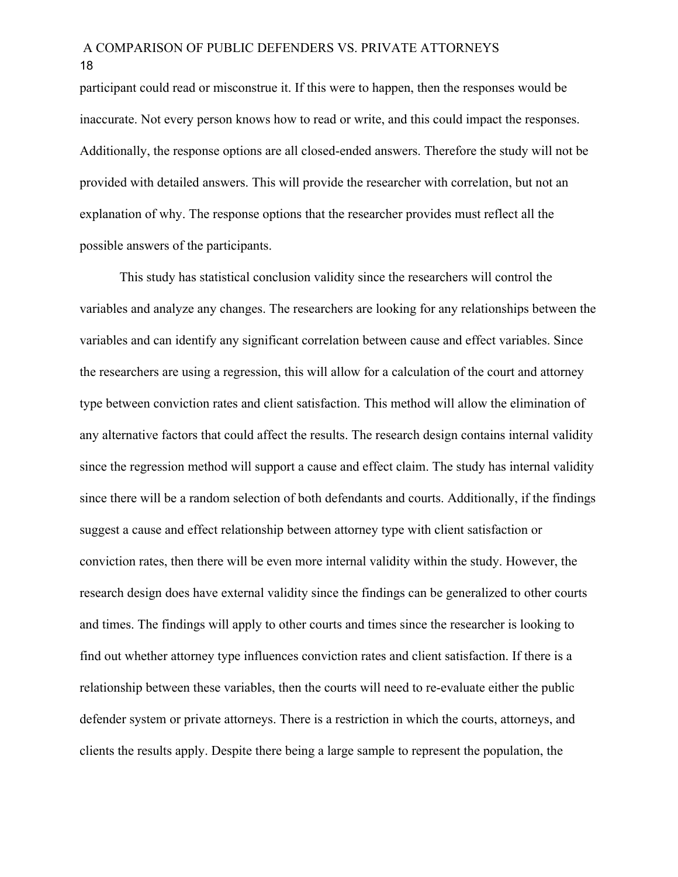participant could read or misconstrue it. If this were to happen, then the responses would be inaccurate. Not every person knows how to read or write, and this could impact the responses. Additionally, the response options are all closed-ended answers. Therefore the study will not be provided with detailed answers. This will provide the researcher with correlation, but not an explanation of why. The response options that the researcher provides must reflect all the possible answers of the participants.

This study has statistical conclusion validity since the researchers will control the variables and analyze any changes. The researchers are looking for any relationships between the variables and can identify any significant correlation between cause and effect variables. Since the researchers are using a regression, this will allow for a calculation of the court and attorney type between conviction rates and client satisfaction. This method will allow the elimination of any alternative factors that could affect the results. The research design contains internal validity since the regression method will support a cause and effect claim. The study has internal validity since there will be a random selection of both defendants and courts. Additionally, if the findings suggest a cause and effect relationship between attorney type with client satisfaction or conviction rates, then there will be even more internal validity within the study. However, the research design does have external validity since the findings can be generalized to other courts and times. The findings will apply to other courts and times since the researcher is looking to find out whether attorney type influences conviction rates and client satisfaction. If there is a relationship between these variables, then the courts will need to re-evaluate either the public defender system or private attorneys. There is a restriction in which the courts, attorneys, and clients the results apply. Despite there being a large sample to represent the population, the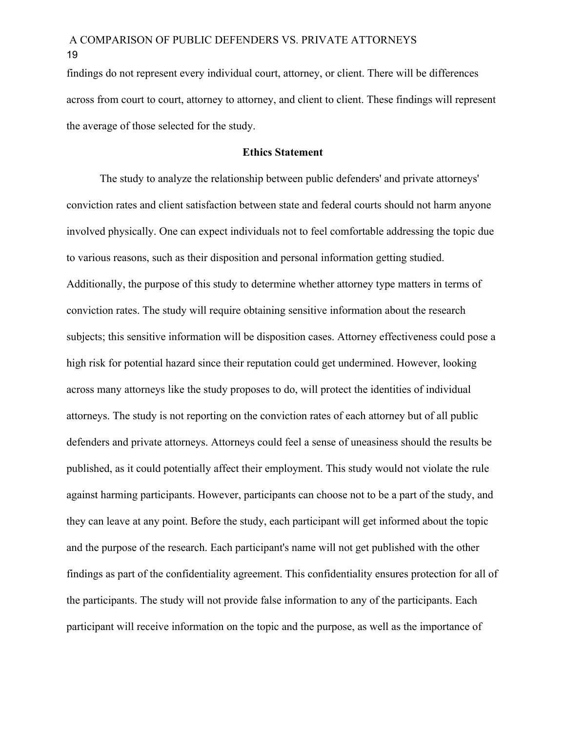findings do not represent every individual court, attorney, or client. There will be differences across from court to court, attorney to attorney, and client to client. These findings will represent the average of those selected for the study.

## Ethics Statement

The study to analyze the relationship between public defenders' and private attorneys' conviction rates and client satisfaction between state and federal courts should not harm anyone involved physically. One can expect individuals not to feel comfortable addressing the topic due to various reasons, such as their disposition and personal information getting studied. Additionally, the purpose of this study to determine whether attorney type matters in terms of conviction rates. The study will require obtaining sensitive information about the research subjects; this sensitive information will be disposition cases. Attorney effectiveness could pose a high risk for potential hazard since their reputation could get undermined. However, looking across many attorneys like the study proposes to do, will protect the identities of individual attorneys. The study is not reporting on the conviction rates of each attorney but of all public defenders and private attorneys. Attorneys could feel a sense of uneasiness should the results be published, as it could potentially affect their employment. This study would not violate the rule against harming participants. However, participants can choose not to be a part of the study, and they can leave at any point. Before the study, each participant will get informed about the topic and the purpose of the research. Each participant's name will not get published with the other findings as part of the confidentiality agreement. This confidentiality ensures protection for all of the participants. The study will not provide false information to any of the participants. Each participant will receive information on the topic and the purpose, as well as the importance of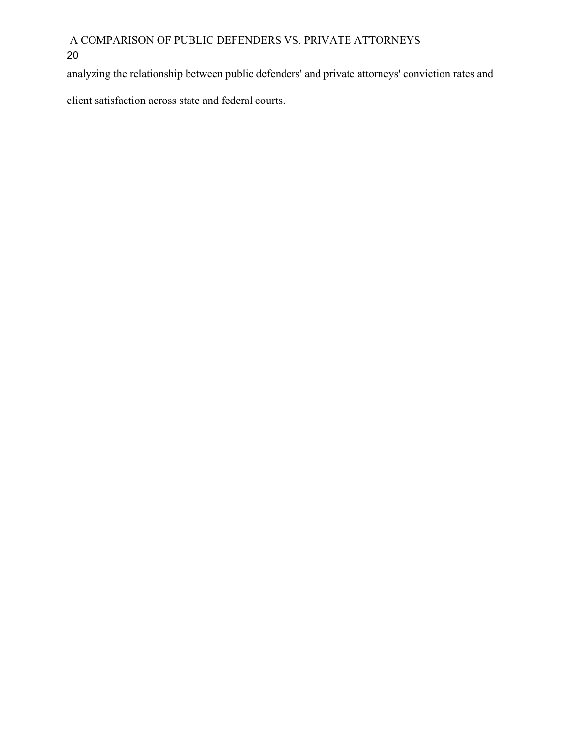analyzing the relationship between public defenders' and private attorneys' conviction rates and client satisfaction across state and federal courts.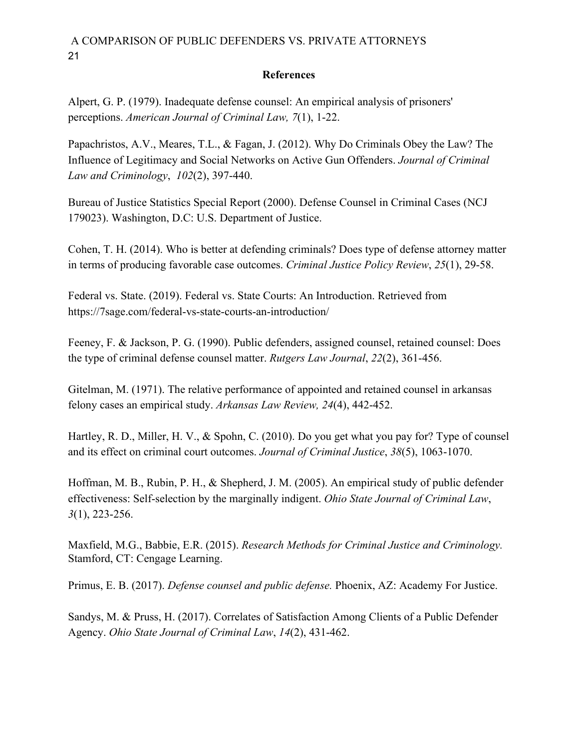## References

Alpert, G. P. (1979). Inadequate defense counsel: An empirical analysis of prisoners' perceptions. *American Journal of Criminal Law, 7*(1), 1-22.

Papachristos, A.V., Meares, T.L., & Fagan, J. (2012). Why Do Criminals Obey the Law? The Influence of Legitimacy and Social Networks on Active Gun Offenders. *Journal of Criminal Law and Criminology*, *102*(2), 397-440.

Bureau of Justice Statistics Special Report (2000). Defense Counsel in Criminal Cases (NCJ 179023). Washington, D.C: U.S. Department of Justice.

Cohen, T. H. (2014). Who is better at defending criminals? Does type of defense attorney matter in terms of producing favorable case outcomes. *Criminal Justice Policy Review*, *25*(1), 29-58.

Federal vs. State. (2019). Federal vs State Courts: An Introduction. Retrieved from https://7sage.com/federal-vs-state-courts-an-introduction/

Feeney, F. & Jackson, P. G. (1990). Public defenders, assigned counsel, retained counsel: Does the type of criminal defense counsel matter. *Rutgers Law Journal*, *22*(2), 361-456.

Gitelman, M. (1971). The relative performance of appointed and retained counsel in arkansas felony cases an empirical study. *Arkansas Law Review, 24*(4), 442-452.

Hartley, R. D., Miller, H. V., & Spohn, C. (2010). Do you get what you pay for? Type of counsel and its effect on criminal court outcomes. *Journal of Criminal Justice*, *38*(5), 1063-1070.

Hoffman, M. B., Rubin, P. H., & Shepherd, J. M. (2005). An empirical study of public defender effectiveness: Self-selection by the marginally indigent. *Ohio State Journal of Criminal Law*, *3*(1), 223-256.

Maxfield, M.G., Babbie, E.R. (2015). *Research Methods for Criminal Justice and Criminology.* Stamford, CT: Cengage Learning.

Primus, E. B. (2017). *Defense counsel and public defense.* Phoenix, AZ: Academy For Justice.

Sandys, M. & Pruss, H. (2017). Correlates of Satisfaction Among Clients of a Public Defender Agency. *Ohio State Journal of Criminal Law*, *14*(2), 431-462.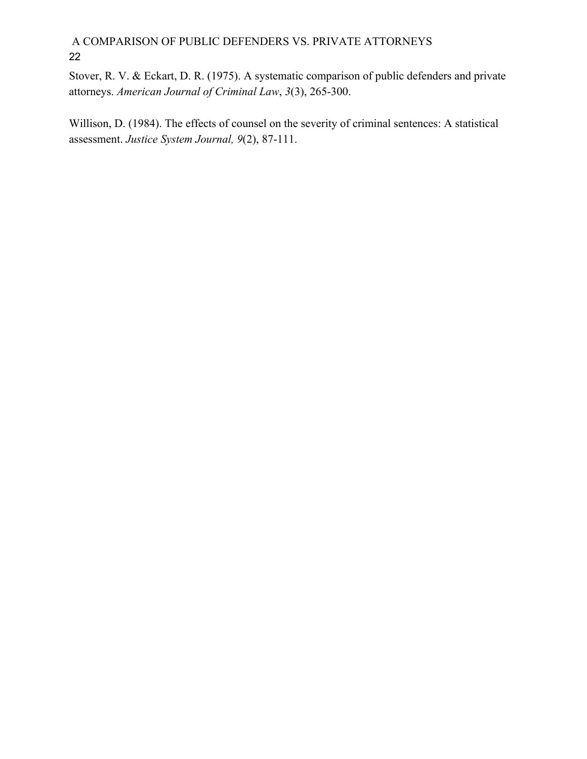Stover, R. V. & Eckart, D. R. (1975). A systematic comparison of public defenders and private attorneys. *American Journal of Criminal Law*, *3*(3), 265-300.

Willison, D. (1984). The effects of counsel on the severity of criminal sentences: A statistical assessment. *Justice System Journal, 9*(2), 87-111.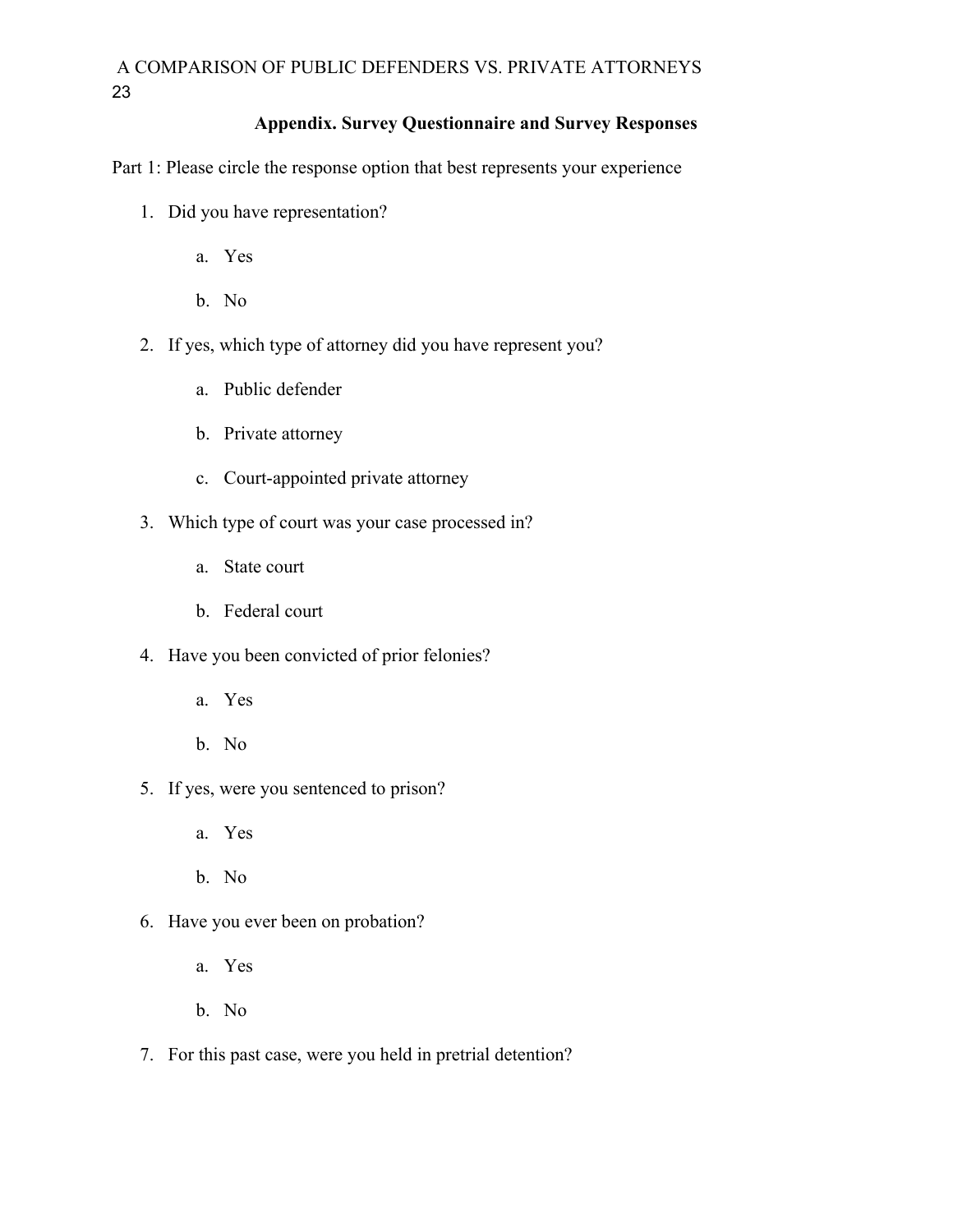**Appendix. Survey Questionnaire and Survey Responses**

Part 1: Please circle the response option that best represents your experience

1. Did you have representation?
    a. Yes
    b. No
2. If yes, which type of attorney did you have represent you?
    a. Public defender
    b. Private attorney
    c. Court-appointed private attorney
3. Which type of court was your case processed in?
    a. State court
    b. Federal court
4. Have you been convicted of prior felonies?
    a. Yes
    b. No
5. If yes, were you sentenced to prison?
    a. Yes
    b. No
6. Have you ever been on probation?
    a. Yes
    b. No
7. For this past case, were you held in pretrial detention?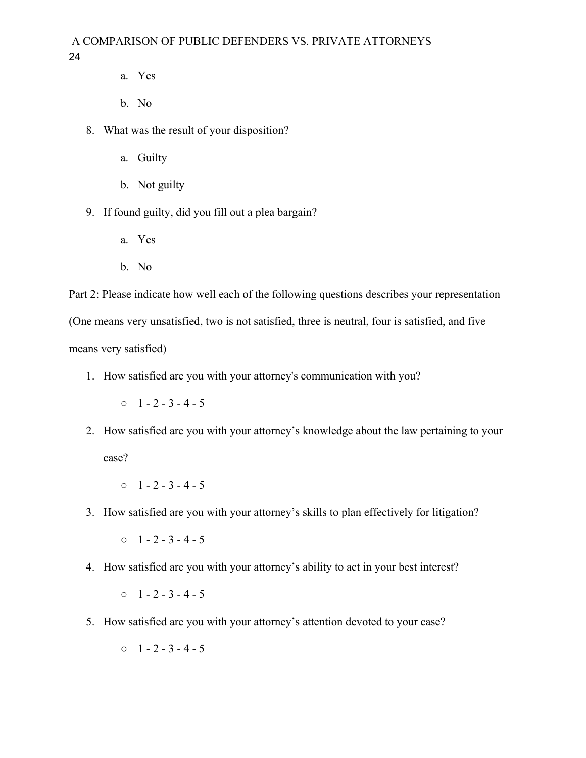a. Yes

   b. No

8. What was the result of your disposition?

   a. Guilty

   b. Not guilty

9. If found guilty, did you fill out a plea bargain?

   a. Yes

   b. No

Part 2: Please indicate how well each of the following questions describes your representation (One means very unsatisfied, two is not satisfied, three is neutral, four is satisfied, and five means very satisfied)

1. How satisfied are you with your attorney's communication with you?

   ○ 1 - 2 - 3 - 4 - 5

2. How satisfied are you with your attorney's knowledge about the law pertaining to your case?

   ○ 1 - 2 - 3 - 4 - 5

3. How satisfied are you with your attorney's skills to plan effectively for litigation?

   ○ 1 - 2 - 3 - 4 - 5

4. How satisfied are you with your attorney's ability to act in your best interest?

   ○ 1 - 2 - 3 - 4 - 5

5. How satisfied are you with your attorney's attention devoted to your case?

   ○ 1 - 2 - 3 - 4 - 5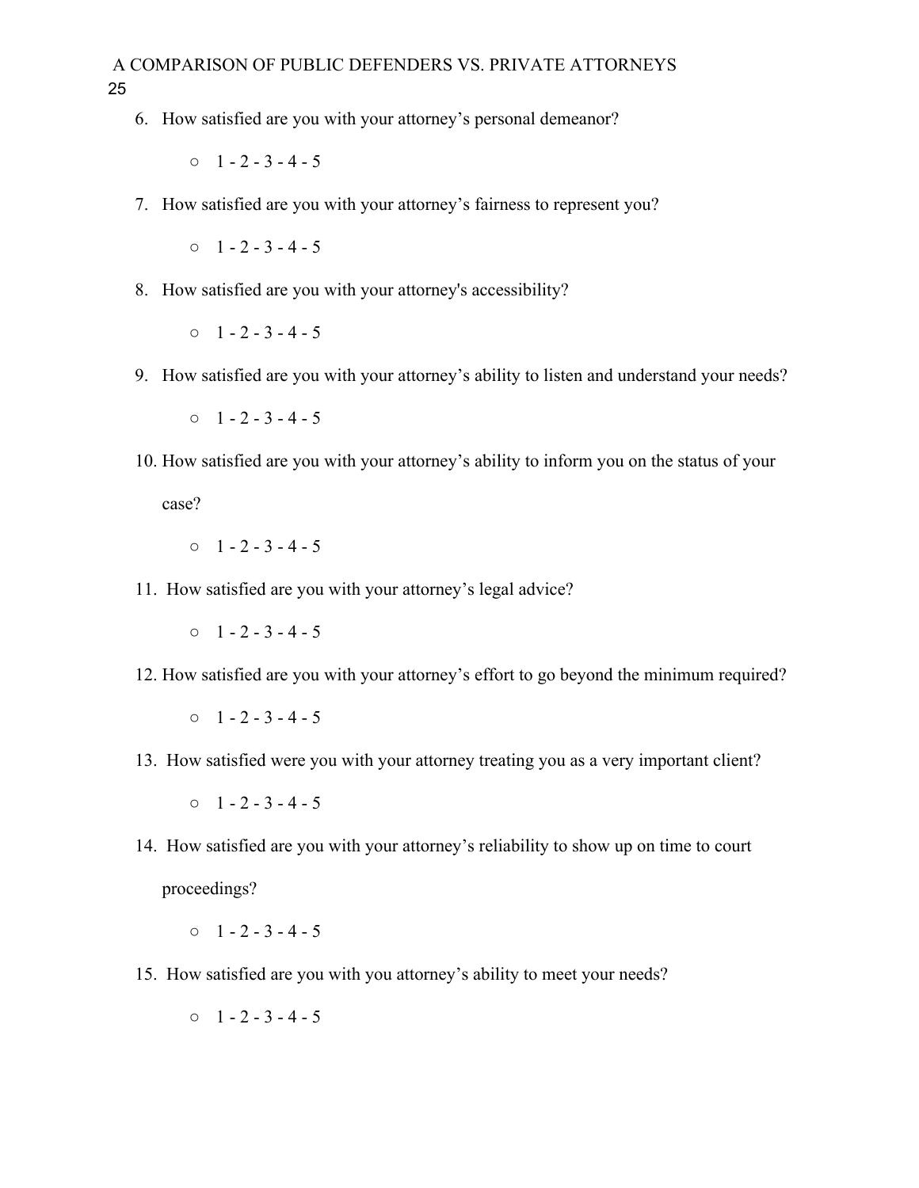6. How satisfied are you with your attorney's personal demeanor?
   - 1 - 2 - 3 - 4 - 5
7. How satisfied are you with your attorney's fairness to represent you?
   - 1 - 2 - 3 - 4 - 5
8. How satisfied are you with your attorney's accessibility?
   - 1 - 2 - 3 - 4 - 5
9. How satisfied are you with your attorney's ability to listen and understand your needs?
   - 1 - 2 - 3 - 4 - 5
10. How satisfied are you with your attorney's ability to inform you on the status of your case?
    - 1 - 2 - 3 - 4 - 5
11. How satisfied are you with your attorney's legal advice?
    - 1 - 2 - 3 - 4 - 5
12. How satisfied are you with your attorney's effort to go beyond the minimum required?
    - 1 - 2 - 3 - 4 - 5
13. How satisfied were you with your attorney treating you as a very important client?
    - 1 - 2 - 3 - 4 - 5
14. How satisfied are you with your attorney's reliability to show up on time to court proceedings?
    - 1 - 2 - 3 - 4 - 5
15. How satisfied are you with you attorney's ability to meet your needs?
    - 1 - 2 - 3 - 4 - 5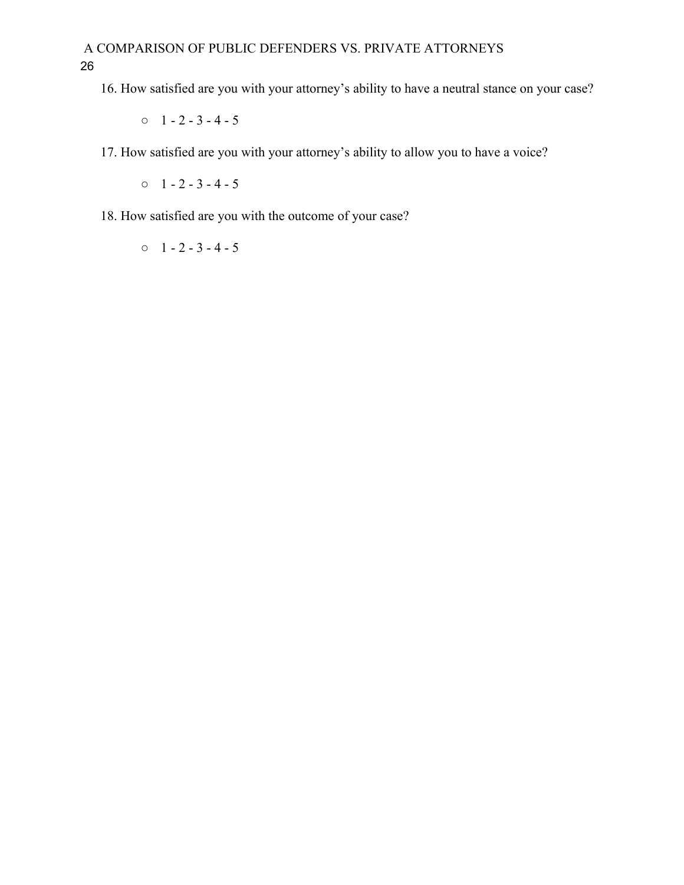16. How satisfied are you with your attorney's ability to have a neutral stance on your case?

   ○ 1 - 2 - 3 - 4 - 5

17. How satisfied are you with your attorney's ability to allow you to have a voice?

   ○ 1 - 2 - 3 - 4 - 5

18. How satisfied are you with the outcome of your case?

   ○ 1 - 2 - 3 - 4 - 5